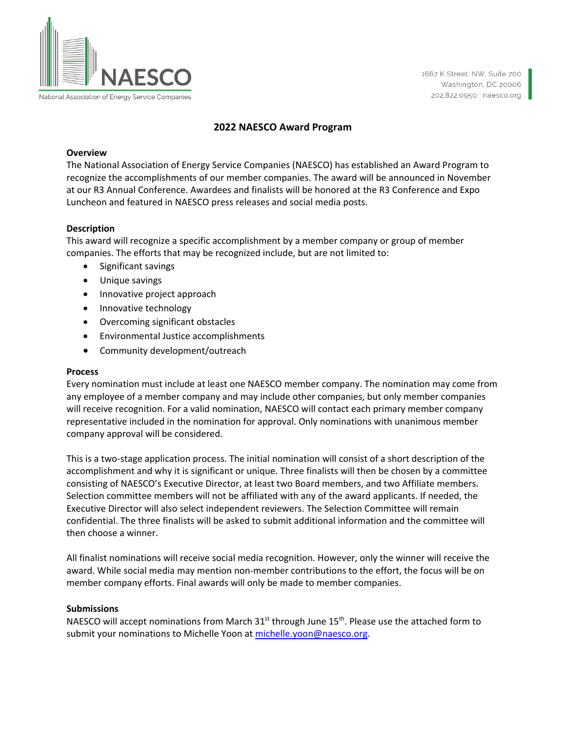NAESCO

National Association of Energy Service Companies

1667 K Street, NW, Suite 700
Washington, DC 20006
202.822.0950 naesco.org

# 2022 NAESCO Award Program

**Overview**

The National Association of Energy Service Companies (NAESCO) has established an Award Program to recognize the accomplishments of our member companies. The award will be announced in November at our R3 Annual Conference. Awardees and finalists will be honored at the R3 Conference and Expo Luncheon and featured in NAESCO press releases and social media posts.

**Description**

This award will recognize a specific accomplishment by a member company or group of member companies. The efforts that may be recognized include, but are not limited to:

- Significant savings
- Unique savings
- Innovative project approach
- Innovative technology
- Overcoming significant obstacles
- Environmental Justice accomplishments
- Community development/outreach

**Process**

Every nomination must include at least one NAESCO member company. The nomination may come from any employee of a member company and may include other companies, but only member companies will receive recognition. For a valid nomination, NAESCO will contact each primary member company representative included in the nomination for approval. Only nominations with unanimous member company approval will be considered.

This is a two-stage application process. The initial nomination will consist of a short description of the accomplishment and why it is significant or unique. Three finalists will then be chosen by a committee consisting of NAESCO's Executive Director, at least two Board members, and two Affiliate members. Selection committee members will not be affiliated with any of the award applicants. If needed, the Executive Director will also select independent reviewers. The Selection Committee will remain confidential. The three finalists will be asked to submit additional information and the committee will then choose a winner.

All finalist nominations will receive social media recognition. However, only the winner will receive the award. While social media may mention non-member contributions to the effort, the focus will be on member company efforts. Final awards will only be made to member companies.

**Submissions**

NAESCO will accept nominations from March 31st through June 15th. Please use the attached form to submit your nominations to Michelle Yoon at michelle.yoon@naesco.org.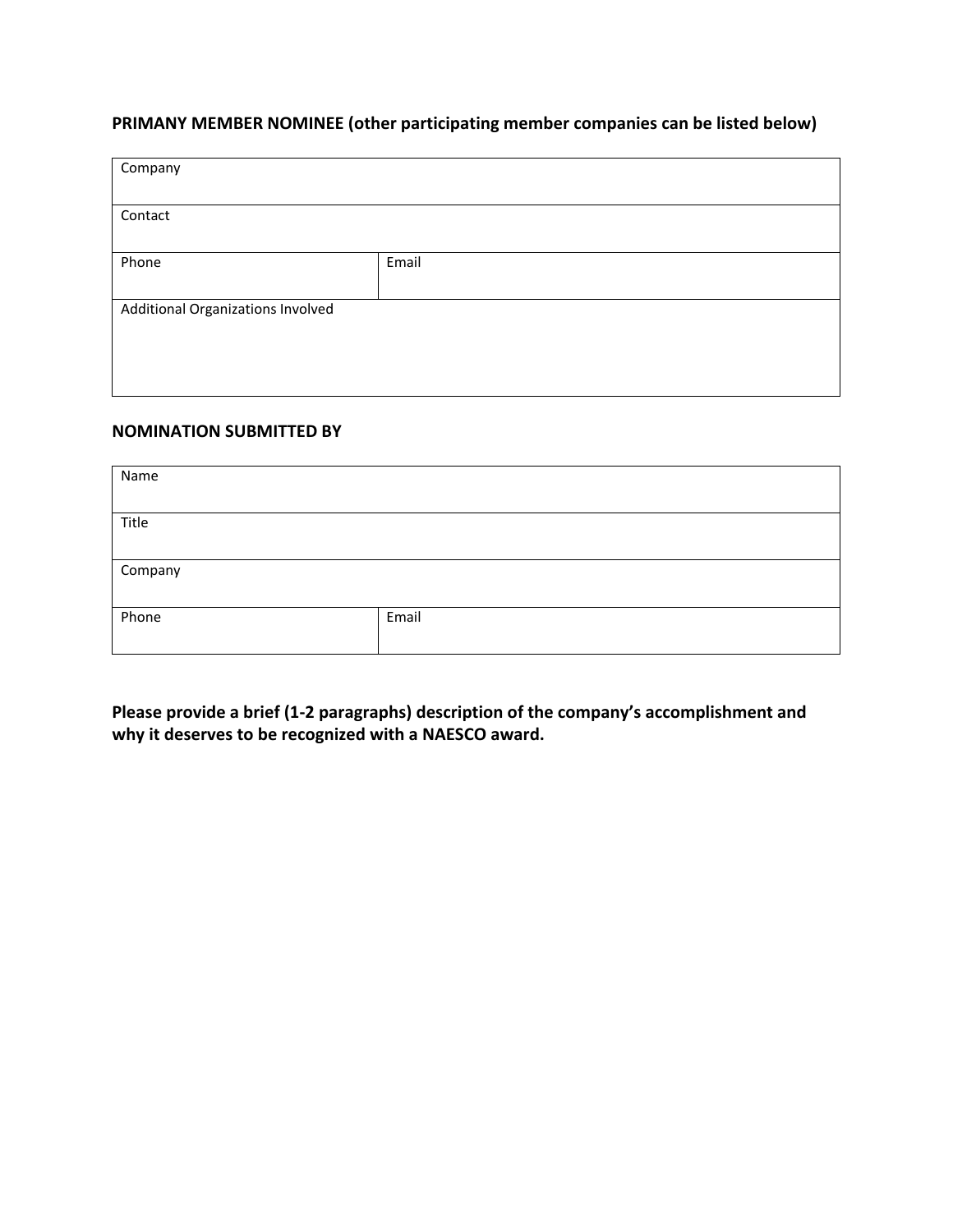**PRIMANY MEMBER NOMINEE (other participating member companies can be listed below)**

| | |
|---|---|
| Company | |
| Contact | |
| Phone | Email |
| Additional Organizations Involved | |

**NOMINATION SUBMITTED BY**

| | |
|---|---|
| Name | |
| Title | |
| Company | |
| Phone | Email |

**Please provide a brief (1-2 paragraphs) description of the company's accomplishment and why it deserves to be recognized with a NAESCO award.**